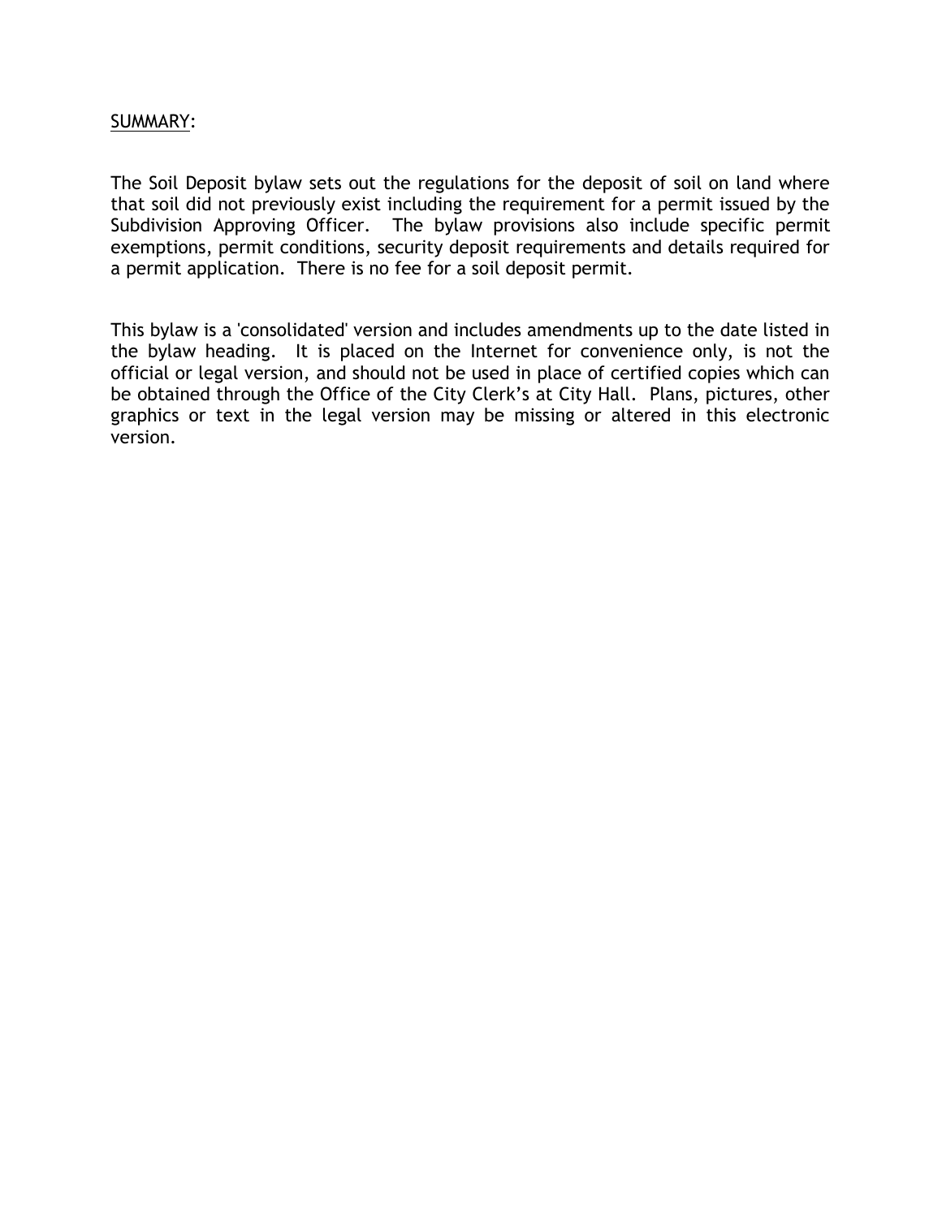SUMMARY:

The Soil Deposit bylaw sets out the regulations for the deposit of soil on land where that soil did not previously exist including the requirement for a permit issued by the Subdivision Approving Officer. The bylaw provisions also include specific permit exemptions, permit conditions, security deposit requirements and details required for a permit application. There is no fee for a soil deposit permit.

This bylaw is a 'consolidated' version and includes amendments up to the date listed in the bylaw heading. It is placed on the Internet for convenience only, is not the official or legal version, and should not be used in place of certified copies which can be obtained through the Office of the City Clerk's at City Hall. Plans, pictures, other graphics or text in the legal version may be missing or altered in this electronic version.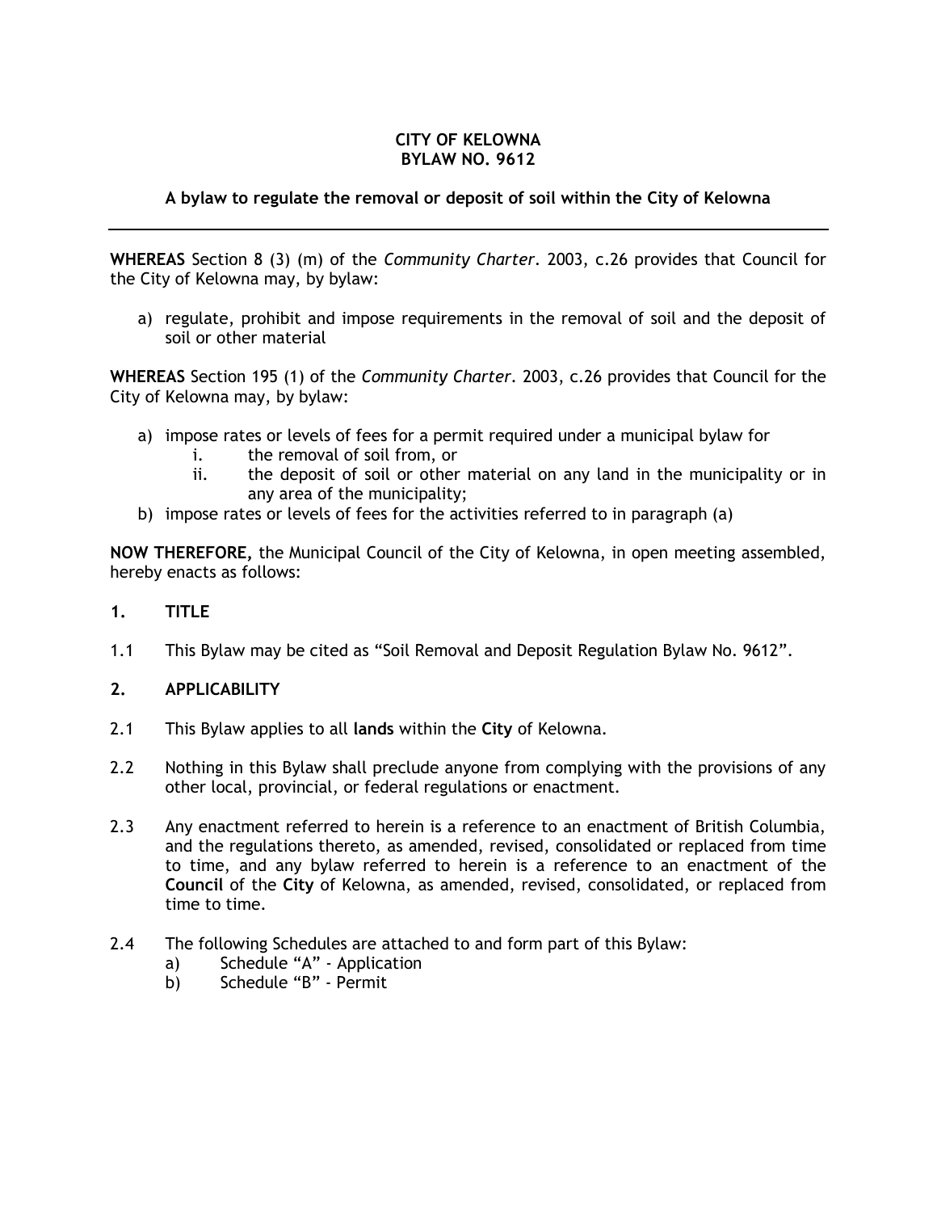**CITY OF KELOWNA**
**BYLAW NO. 9612**

**A bylaw to regulate the removal or deposit of soil within the City of Kelowna**

---

**WHEREAS** Section 8 (3) (m) of the *Community Charter*. 2003, c.26 provides that Council for the City of Kelowna may, by bylaw:

a) regulate, prohibit and impose requirements in the removal of soil and the deposit of soil or other material

**WHEREAS** Section 195 (1) of the *Community Charter*. 2003, c.26 provides that Council for the City of Kelowna may, by bylaw:

a) impose rates or levels of fees for a permit required under a municipal bylaw for
   i. the removal of soil from, or
   ii. the deposit of soil or other material on any land in the municipality or in any area of the municipality;
b) impose rates or levels of fees for the activities referred to in paragraph (a)

**NOW THEREFORE,** the Municipal Council of the City of Kelowna, in open meeting assembled, hereby enacts as follows:

## 1. TITLE

1.1 This Bylaw may be cited as "Soil Removal and Deposit Regulation Bylaw No. 9612".

## 2. APPLICABILITY

2.1 This Bylaw applies to all **lands** within the **City** of Kelowna.

2.2 Nothing in this Bylaw shall preclude anyone from complying with the provisions of any other local, provincial, or federal regulations or enactment.

2.3 Any enactment referred to herein is a reference to an enactment of British Columbia, and the regulations thereto, as amended, revised, consolidated or replaced from time to time, and any bylaw referred to herein is a reference to an enactment of the **Council** of the **City** of Kelowna, as amended, revised, consolidated, or replaced from time to time.

2.4 The following Schedules are attached to and form part of this Bylaw:
   a) Schedule "A" - Application
   b) Schedule "B" - Permit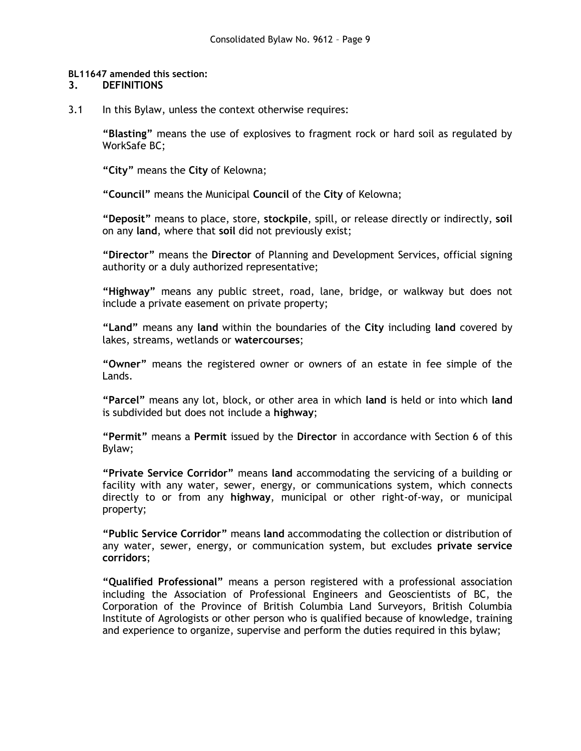**BL11647 amended this section:**

## 3. DEFINITIONS

3.1 In this Bylaw, unless the context otherwise requires:

**"Blasting"** means the use of explosives to fragment rock or hard soil as regulated by WorkSafe BC;

**"City"** means the **City** of Kelowna;

**"Council"** means the Municipal **Council** of the **City** of Kelowna;

**"Deposit"** means to place, store, **stockpile**, spill, or release directly or indirectly, **soil** on any **land**, where that **soil** did not previously exist;

**"Director"** means the **Director** of Planning and Development Services, official signing authority or a duly authorized representative;

**"Highway"** means any public street, road, lane, bridge, or walkway but does not include a private easement on private property;

**"Land"** means any **land** within the boundaries of the **City** including **land** covered by lakes, streams, wetlands or **watercourses**;

**"Owner"** means the registered owner or owners of an estate in fee simple of the Lands.

**"Parcel"** means any lot, block, or other area in which **land** is held or into which **land** is subdivided but does not include a **highway**;

**"Permit"** means a **Permit** issued by the **Director** in accordance with Section 6 of this Bylaw;

**"Private Service Corridor"** means **land** accommodating the servicing of a building or facility with any water, sewer, energy, or communications system, which connects directly to or from any **highway**, municipal or other right-of-way, or municipal property;

**"Public Service Corridor"** means **land** accommodating the collection or distribution of any water, sewer, energy, or communication system, but excludes **private service corridors**;

**"Qualified Professional"** means a person registered with a professional association including the Association of Professional Engineers and Geoscientists of BC, the Corporation of the Province of British Columbia Land Surveyors, British Columbia Institute of Agrologists or other person who is qualified because of knowledge, training and experience to organize, supervise and perform the duties required in this bylaw;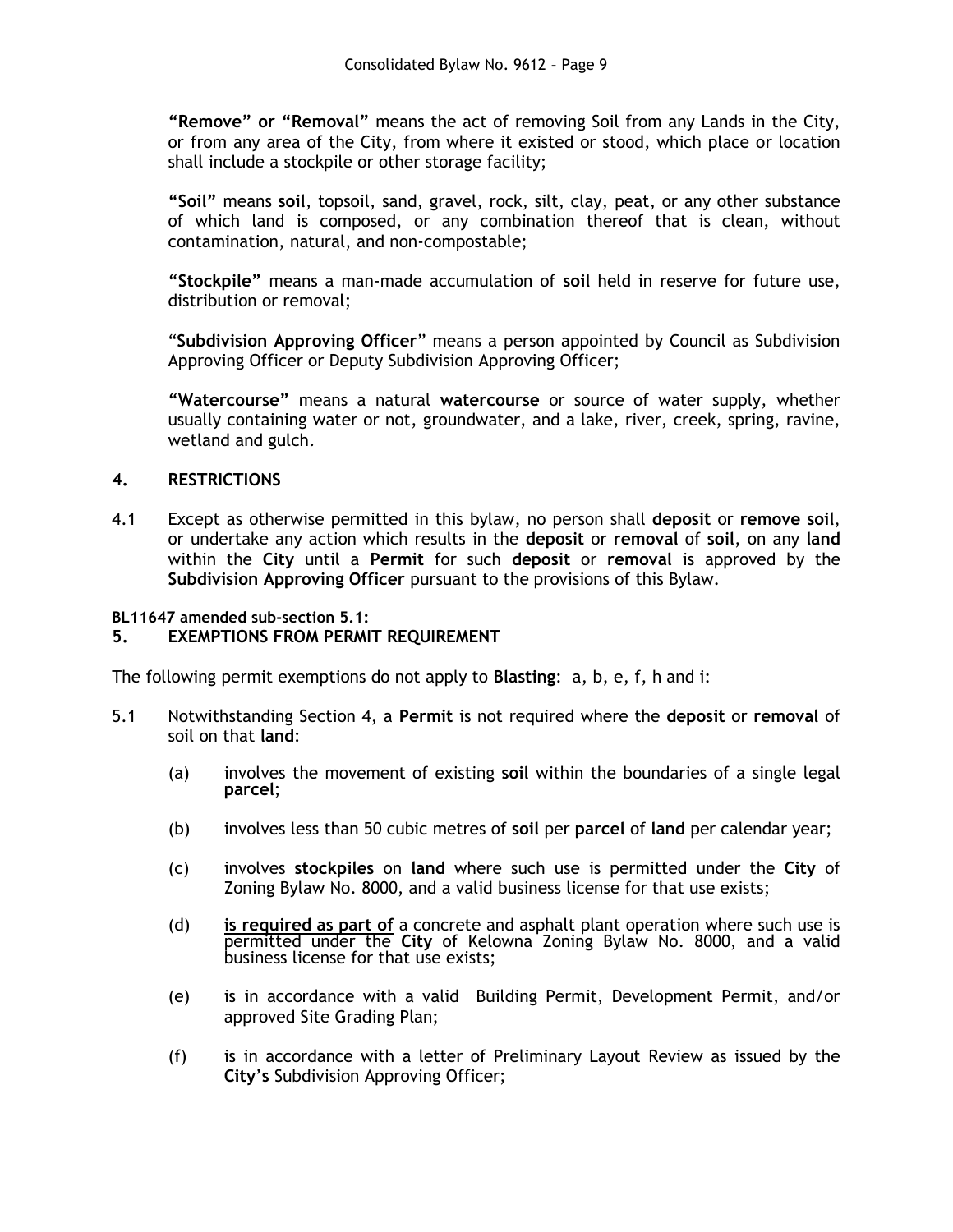**"Remove" or "Removal"** means the act of removing Soil from any Lands in the City, or from any area of the City, from where it existed or stood, which place or location shall include a stockpile or other storage facility;

**"Soil"** means **soil**, topsoil, sand, gravel, rock, silt, clay, peat, or any other substance of which land is composed, or any combination thereof that is clean, without contamination, natural, and non-compostable;

**"Stockpile"** means a man-made accumulation of **soil** held in reserve for future use, distribution or removal;

"**Subdivision Approving Officer**" means a person appointed by Council as Subdivision Approving Officer or Deputy Subdivision Approving Officer;

**"Watercourse"** means a natural **watercourse** or source of water supply, whether usually containing water or not, groundwater, and a lake, river, creek, spring, ravine, wetland and gulch.

## 4. RESTRICTIONS

4.1 Except as otherwise permitted in this bylaw, no person shall **deposit** or **remove soil**, or undertake any action which results in the **deposit** or **removal** of **soil**, on any **land** within the **City** until a **Permit** for such **deposit** or **removal** is approved by the **Subdivision Approving Officer** pursuant to the provisions of this Bylaw.

**BL11647 amended sub-section 5.1:**

## 5. EXEMPTIONS FROM PERMIT REQUIREMENT

The following permit exemptions do not apply to **Blasting**: a, b, e, f, h and i:

5.1 Notwithstanding Section 4, a **Permit** is not required where the **deposit** or **removal** of soil on that **land**:

(a) involves the movement of existing **soil** within the boundaries of a single legal **parcel**;

(b) involves less than 50 cubic metres of **soil** per **parcel** of **land** per calendar year;

(c) involves **stockpiles** on **land** where such use is permitted under the **City** of Zoning Bylaw No. 8000, and a valid business license for that use exists;

(d) **is required as part of** a concrete and asphalt plant operation where such use is permitted under the **City** of Kelowna Zoning Bylaw No. 8000, and a valid business license for that use exists;

(e) is in accordance with a valid Building Permit, Development Permit, and/or approved Site Grading Plan;

(f) is in accordance with a letter of Preliminary Layout Review as issued by the **City's** Subdivision Approving Officer;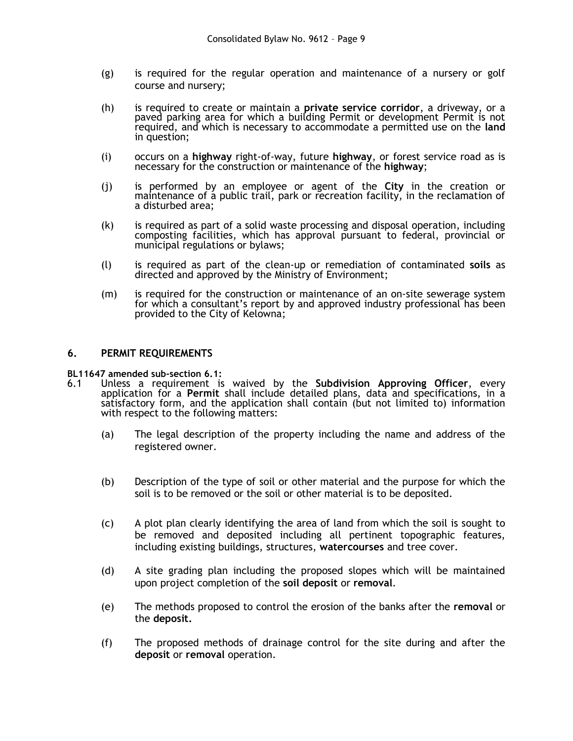(g) is required for the regular operation and maintenance of a nursery or golf course and nursery;

(h) is required to create or maintain a **private service corridor**, a driveway, or a paved parking area for which a building Permit or development Permit is not required, and which is necessary to accommodate a permitted use on the **land** in question;

(i) occurs on a **highway** right-of-way, future **highway**, or forest service road as is necessary for the construction or maintenance of the **highway**;

(j) is performed by an employee or agent of the **City** in the creation or maintenance of a public trail, park or recreation facility, in the reclamation of a disturbed area;

(k) is required as part of a solid waste processing and disposal operation, including composting facilities, which has approval pursuant to federal, provincial or municipal regulations or bylaws;

(l) is required as part of the clean-up or remediation of contaminated **soils** as directed and approved by the Ministry of Environment;

(m) is required for the construction or maintenance of an on-site sewerage system for which a consultant's report by and approved industry professional has been provided to the City of Kelowna;

## 6. PERMIT REQUIREMENTS

**BL11647 amended sub-section 6.1:**

6.1 Unless a requirement is waived by the **Subdivision Approving Officer**, every application for a **Permit** shall include detailed plans, data and specifications, in a satisfactory form, and the application shall contain (but not limited to) information with respect to the following matters:

(a) The legal description of the property including the name and address of the registered owner.

(b) Description of the type of soil or other material and the purpose for which the soil is to be removed or the soil or other material is to be deposited.

(c) A plot plan clearly identifying the area of land from which the soil is sought to be removed and deposited including all pertinent topographic features, including existing buildings, structures, **watercourses** and tree cover.

(d) A site grading plan including the proposed slopes which will be maintained upon project completion of the **soil deposit** or **removal**.

(e) The methods proposed to control the erosion of the banks after the **removal** or the **deposit.**

(f) The proposed methods of drainage control for the site during and after the **deposit** or **removal** operation.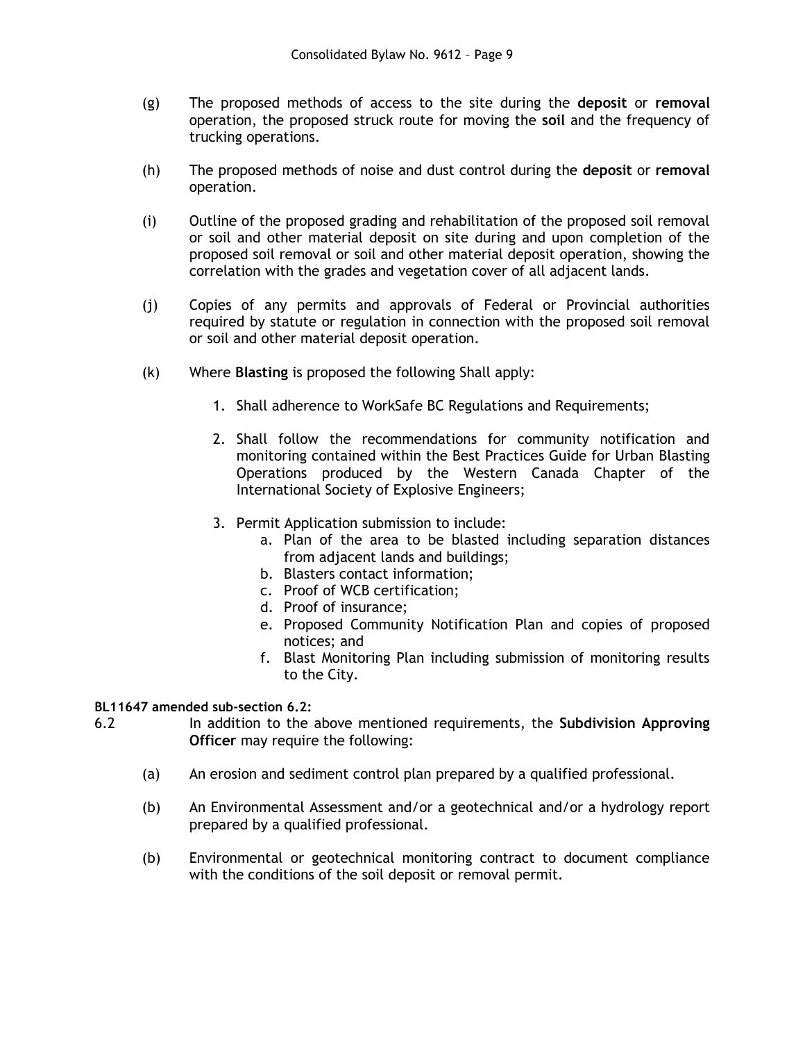(g) The proposed methods of access to the site during the **deposit** or **removal** operation, the proposed struck route for moving the **soil** and the frequency of trucking operations.

(h) The proposed methods of noise and dust control during the **deposit** or **removal** operation.

(i) Outline of the proposed grading and rehabilitation of the proposed soil removal or soil and other material deposit on site during and upon completion of the proposed soil removal or soil and other material deposit operation, showing the correlation with the grades and vegetation cover of all adjacent lands.

(j) Copies of any permits and approvals of Federal or Provincial authorities required by statute or regulation in connection with the proposed soil removal or soil and other material deposit operation.

(k) Where **Blasting** is proposed the following Shall apply:

1. Shall adherence to WorkSafe BC Regulations and Requirements;
2. Shall follow the recommendations for community notification and monitoring contained within the Best Practices Guide for Urban Blasting Operations produced by the Western Canada Chapter of the International Society of Explosive Engineers;
3. Permit Application submission to include:
   a. Plan of the area to be blasted including separation distances from adjacent lands and buildings;
   b. Blasters contact information;
   c. Proof of WCB certification;
   d. Proof of insurance;
   e. Proposed Community Notification Plan and copies of proposed notices; and
   f. Blast Monitoring Plan including submission of monitoring results to the City.

**BL11647 amended sub-section 6.2:**

6.2 In addition to the above mentioned requirements, the **Subdivision Approving Officer** may require the following:

(a) An erosion and sediment control plan prepared by a qualified professional.

(b) An Environmental Assessment and/or a geotechnical and/or a hydrology report prepared by a qualified professional.

(b) Environmental or geotechnical monitoring contract to document compliance with the conditions of the soil deposit or removal permit.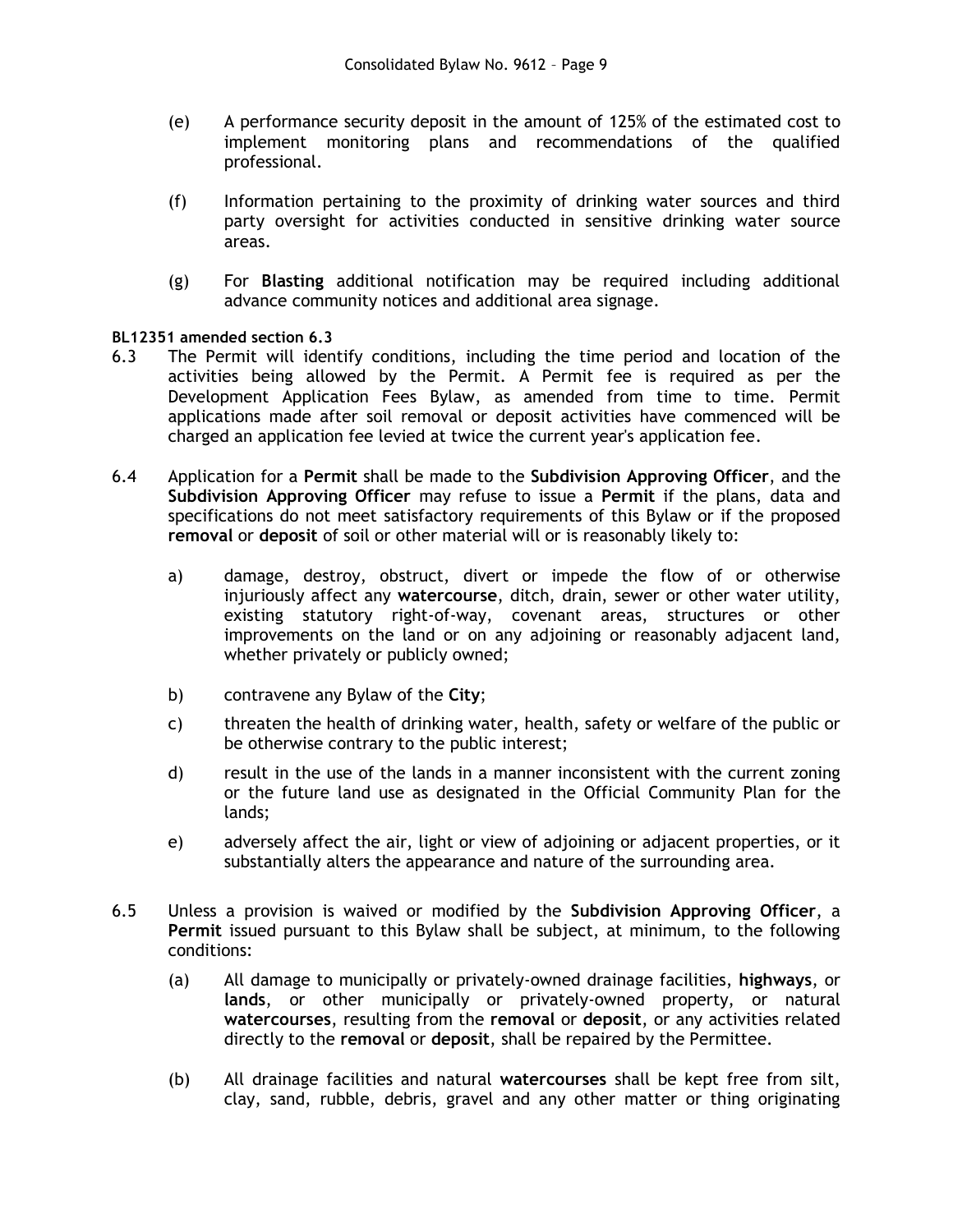(e) A performance security deposit in the amount of 125% of the estimated cost to implement monitoring plans and recommendations of the qualified professional.

(f) Information pertaining to the proximity of drinking water sources and third party oversight for activities conducted in sensitive drinking water source areas.

(g) For **Blasting** additional notification may be required including additional advance community notices and additional area signage.

**BL12351 amended section 6.3**

6.3 The Permit will identify conditions, including the time period and location of the activities being allowed by the Permit. A Permit fee is required as per the Development Application Fees Bylaw, as amended from time to time. Permit applications made after soil removal or deposit activities have commenced will be charged an application fee levied at twice the current year's application fee.

6.4 Application for a **Permit** shall be made to the **Subdivision Approving Officer**, and the **Subdivision Approving Officer** may refuse to issue a **Permit** if the plans, data and specifications do not meet satisfactory requirements of this Bylaw or if the proposed **removal** or **deposit** of soil or other material will or is reasonably likely to:

a) damage, destroy, obstruct, divert or impede the flow of or otherwise injuriously affect any **watercourse**, ditch, drain, sewer or other water utility, existing statutory right-of-way, covenant areas, structures or other improvements on the land or on any adjoining or reasonably adjacent land, whether privately or publicly owned;

b) contravene any Bylaw of the **City**;

c) threaten the health of drinking water, health, safety or welfare of the public or be otherwise contrary to the public interest;

d) result in the use of the lands in a manner inconsistent with the current zoning or the future land use as designated in the Official Community Plan for the lands;

e) adversely affect the air, light or view of adjoining or adjacent properties, or it substantially alters the appearance and nature of the surrounding area.

6.5 Unless a provision is waived or modified by the **Subdivision Approving Officer**, a **Permit** issued pursuant to this Bylaw shall be subject, at minimum, to the following conditions:

(a) All damage to municipally or privately-owned drainage facilities, **highways**, or **lands**, or other municipally or privately-owned property, or natural **watercourses**, resulting from the **removal** or **deposit**, or any activities related directly to the **removal** or **deposit**, shall be repaired by the Permittee.

(b) All drainage facilities and natural **watercourses** shall be kept free from silt, clay, sand, rubble, debris, gravel and any other matter or thing originating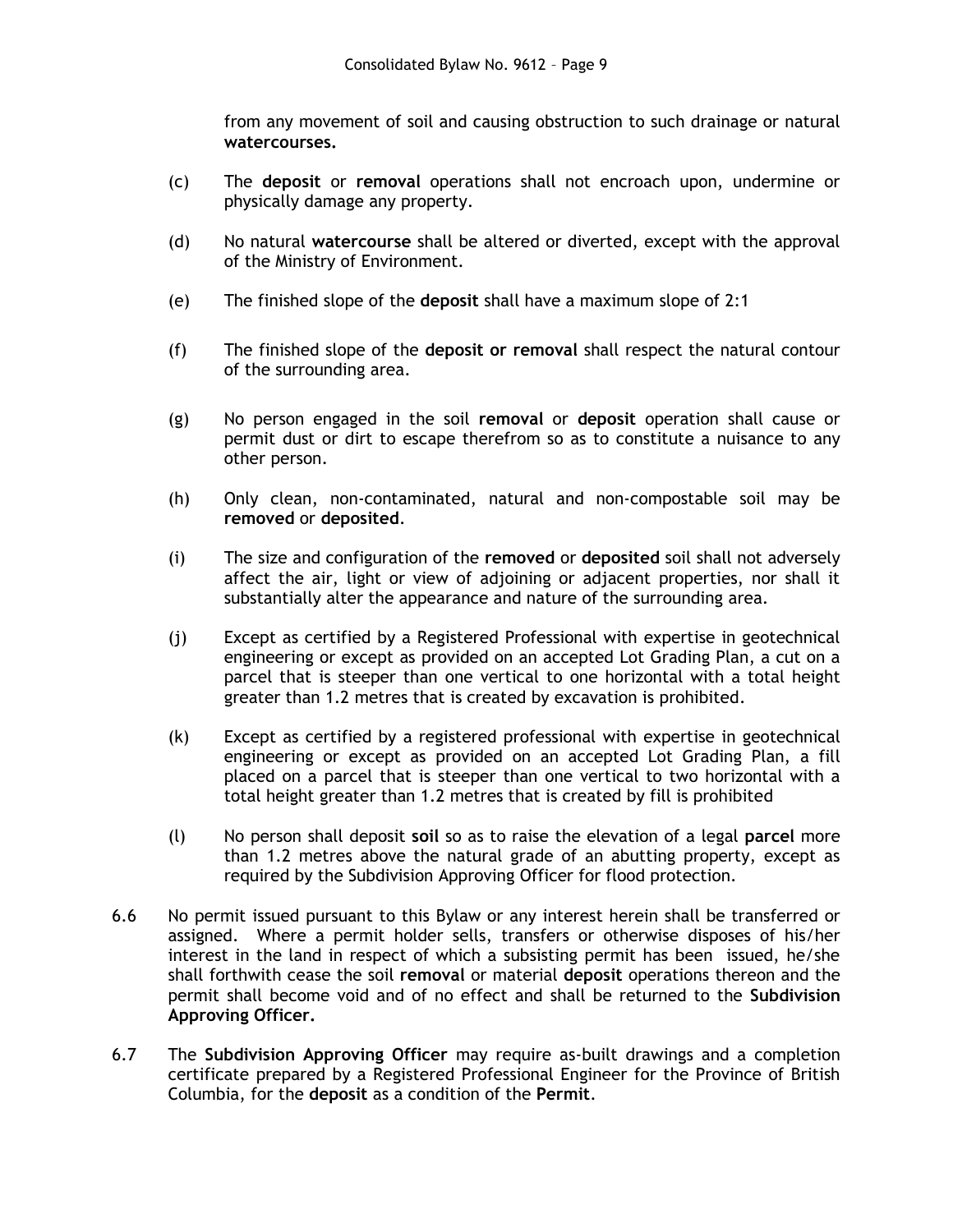from any movement of soil and causing obstruction to such drainage or natural **watercourses.**

(c) The **deposit** or **removal** operations shall not encroach upon, undermine or physically damage any property.

(d) No natural **watercourse** shall be altered or diverted, except with the approval of the Ministry of Environment.

(e) The finished slope of the **deposit** shall have a maximum slope of 2:1

(f) The finished slope of the **deposit or removal** shall respect the natural contour of the surrounding area.

(g) No person engaged in the soil **removal** or **deposit** operation shall cause or permit dust or dirt to escape therefrom so as to constitute a nuisance to any other person.

(h) Only clean, non-contaminated, natural and non-compostable soil may be **removed** or **deposited**.

(i) The size and configuration of the **removed** or **deposited** soil shall not adversely affect the air, light or view of adjoining or adjacent properties, nor shall it substantially alter the appearance and nature of the surrounding area.

(j) Except as certified by a Registered Professional with expertise in geotechnical engineering or except as provided on an accepted Lot Grading Plan, a cut on a parcel that is steeper than one vertical to one horizontal with a total height greater than 1.2 metres that is created by excavation is prohibited.

(k) Except as certified by a registered professional with expertise in geotechnical engineering or except as provided on an accepted Lot Grading Plan, a fill placed on a parcel that is steeper than one vertical to two horizontal with a total height greater than 1.2 metres that is created by fill is prohibited

(l) No person shall deposit **soil** so as to raise the elevation of a legal **parcel** more than 1.2 metres above the natural grade of an abutting property, except as required by the Subdivision Approving Officer for flood protection.

6.6 No permit issued pursuant to this Bylaw or any interest herein shall be transferred or assigned. Where a permit holder sells, transfers or otherwise disposes of his/her interest in the land in respect of which a subsisting permit has been issued, he/she shall forthwith cease the soil **removal** or material **deposit** operations thereon and the permit shall become void and of no effect and shall be returned to the **Subdivision Approving Officer.**

6.7 The **Subdivision Approving Officer** may require as-built drawings and a completion certificate prepared by a Registered Professional Engineer for the Province of British Columbia, for the **deposit** as a condition of the **Permit**.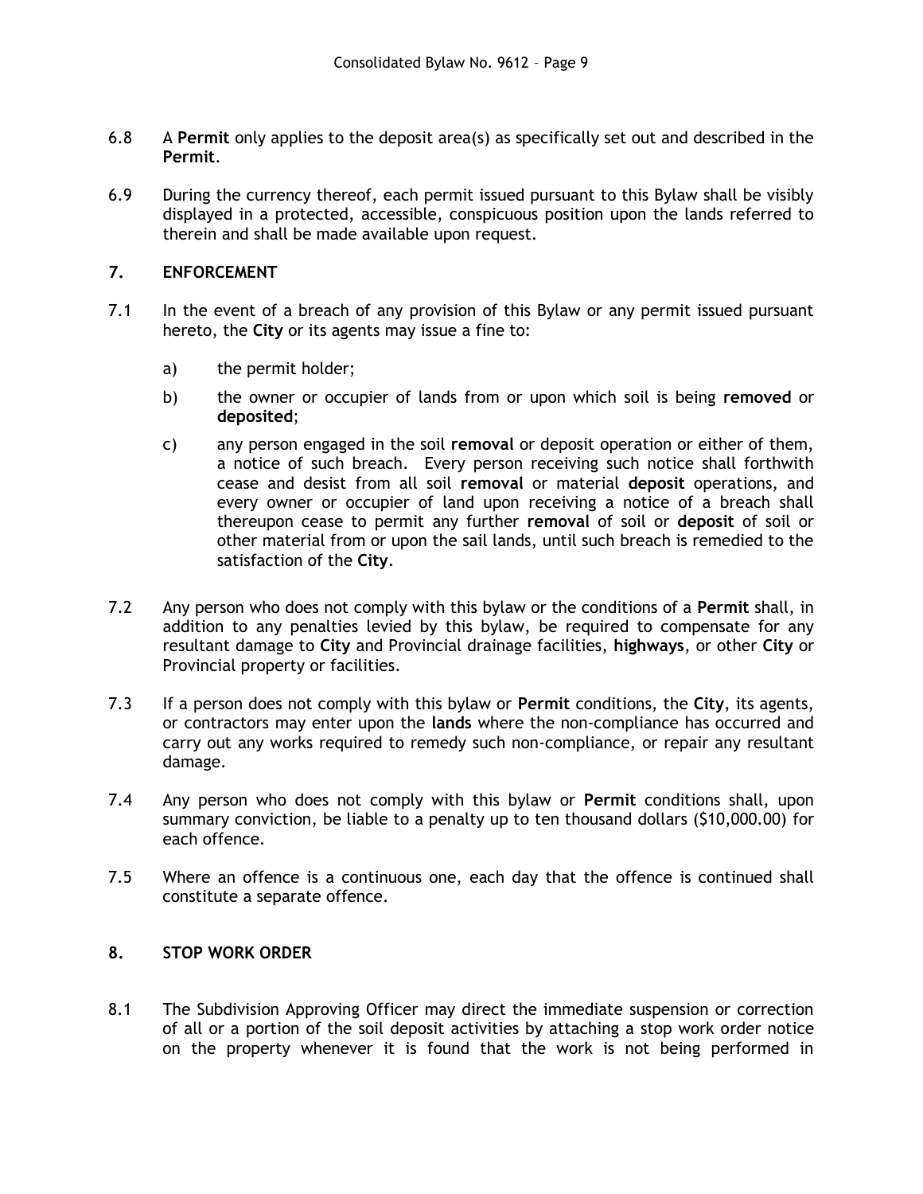6.8 A **Permit** only applies to the deposit area(s) as specifically set out and described in the **Permit**.

6.9 During the currency thereof, each permit issued pursuant to this Bylaw shall be visibly displayed in a protected, accessible, conspicuous position upon the lands referred to therein and shall be made available upon request.

## 7. ENFORCEMENT

7.1 In the event of a breach of any provision of this Bylaw or any permit issued pursuant hereto, the **City** or its agents may issue a fine to:

a) the permit holder;

b) the owner or occupier of lands from or upon which soil is being **removed** or **deposited**;

c) any person engaged in the soil **removal** or deposit operation or either of them, a notice of such breach. Every person receiving such notice shall forthwith cease and desist from all soil **removal** or material **deposit** operations, and every owner or occupier of land upon receiving a notice of a breach shall thereupon cease to permit any further **removal** of soil or **deposit** of soil or other material from or upon the sail lands, until such breach is remedied to the satisfaction of the **City**.

7.2 Any person who does not comply with this bylaw or the conditions of a **Permit** shall, in addition to any penalties levied by this bylaw, be required to compensate for any resultant damage to **City** and Provincial drainage facilities, **highways**, or other **City** or Provincial property or facilities.

7.3 If a person does not comply with this bylaw or **Permit** conditions, the **City**, its agents, or contractors may enter upon the **lands** where the non-compliance has occurred and carry out any works required to remedy such non-compliance, or repair any resultant damage.

7.4 Any person who does not comply with this bylaw or **Permit** conditions shall, upon summary conviction, be liable to a penalty up to ten thousand dollars ($10,000.00) for each offence.

7.5 Where an offence is a continuous one, each day that the offence is continued shall constitute a separate offence.

## 8. STOP WORK ORDER

8.1 The Subdivision Approving Officer may direct the immediate suspension or correction of all or a portion of the soil deposit activities by attaching a stop work order notice on the property whenever it is found that the work is not being performed in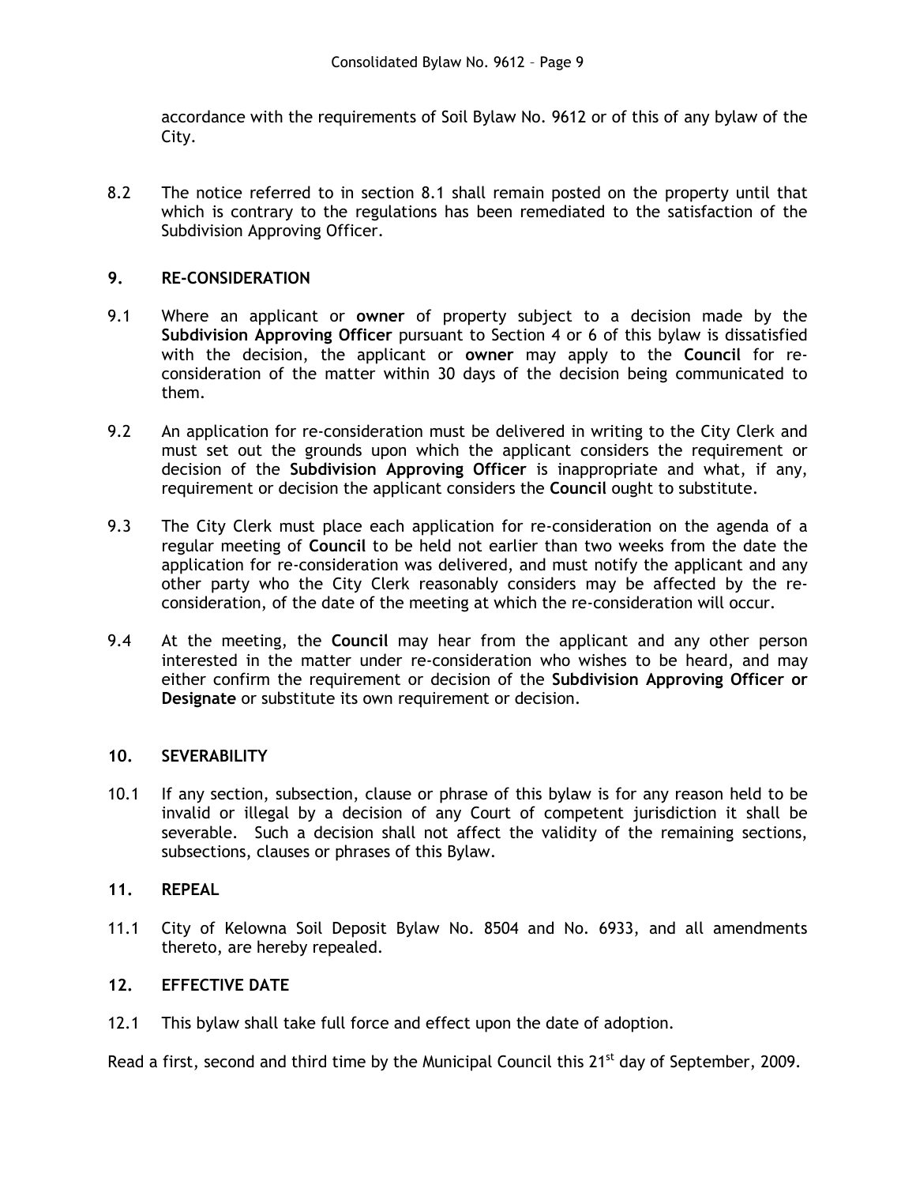accordance with the requirements of Soil Bylaw No. 9612 or of this of any bylaw of the City.

8.2 The notice referred to in section 8.1 shall remain posted on the property until that which is contrary to the regulations has been remediated to the satisfaction of the Subdivision Approving Officer.

## 9. RE-CONSIDERATION

9.1 Where an applicant or **owner** of property subject to a decision made by the **Subdivision Approving Officer** pursuant to Section 4 or 6 of this bylaw is dissatisfied with the decision, the applicant or **owner** may apply to the **Council** for re-consideration of the matter within 30 days of the decision being communicated to them.

9.2 An application for re-consideration must be delivered in writing to the City Clerk and must set out the grounds upon which the applicant considers the requirement or decision of the **Subdivision Approving Officer** is inappropriate and what, if any, requirement or decision the applicant considers the **Council** ought to substitute.

9.3 The City Clerk must place each application for re-consideration on the agenda of a regular meeting of **Council** to be held not earlier than two weeks from the date the application for re-consideration was delivered, and must notify the applicant and any other party who the City Clerk reasonably considers may be affected by the re-consideration, of the date of the meeting at which the re-consideration will occur.

9.4 At the meeting, the **Council** may hear from the applicant and any other person interested in the matter under re-consideration who wishes to be heard, and may either confirm the requirement or decision of the **Subdivision Approving Officer or Designate** or substitute its own requirement or decision.

## 10. SEVERABILITY

10.1 If any section, subsection, clause or phrase of this bylaw is for any reason held to be invalid or illegal by a decision of any Court of competent jurisdiction it shall be severable. Such a decision shall not affect the validity of the remaining sections, subsections, clauses or phrases of this Bylaw.

## 11. REPEAL

11.1 City of Kelowna Soil Deposit Bylaw No. 8504 and No. 6933, and all amendments thereto, are hereby repealed.

## 12. EFFECTIVE DATE

12.1 This bylaw shall take full force and effect upon the date of adoption.

Read a first, second and third time by the Municipal Council this 21st day of September, 2009.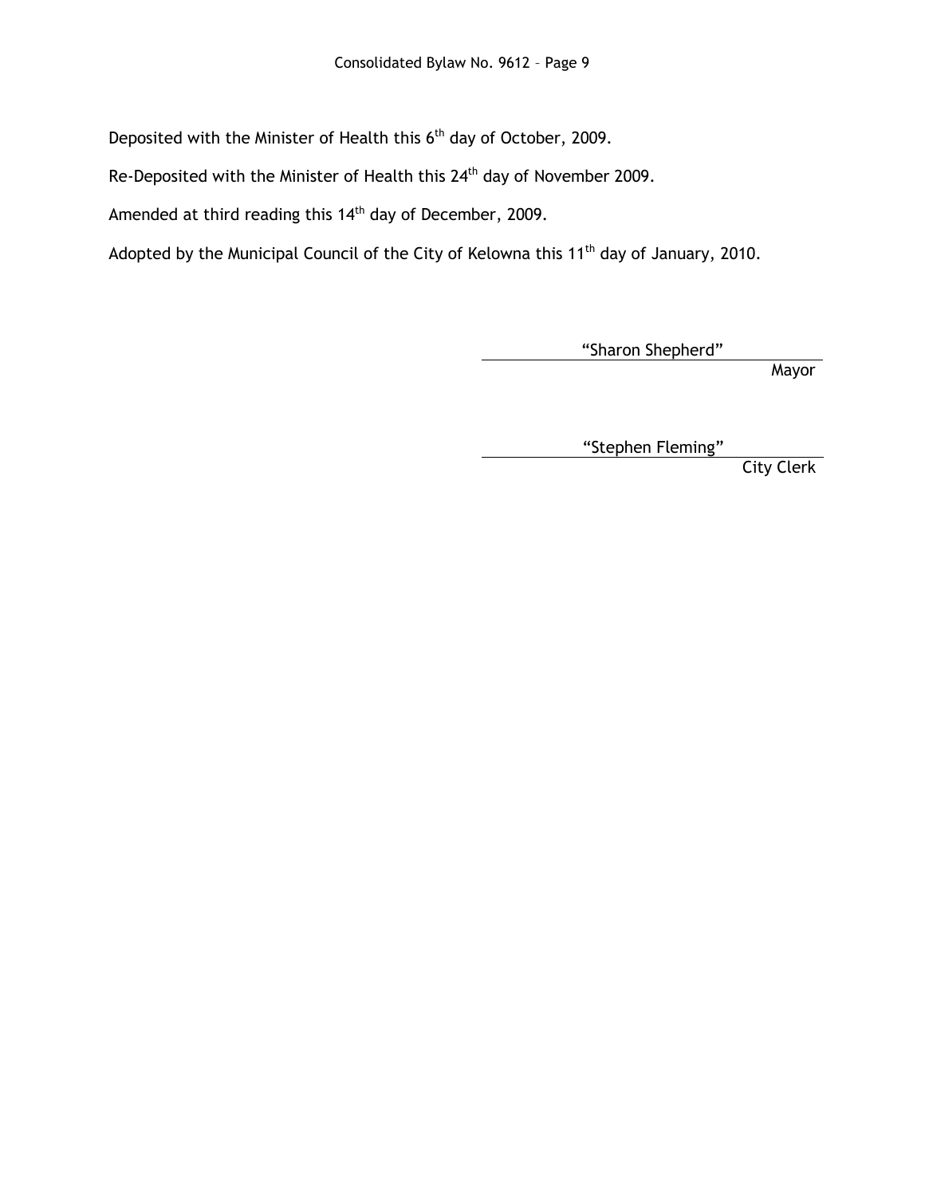Deposited with the Minister of Health this 6th day of October, 2009.

Re-Deposited with the Minister of Health this 24th day of November 2009.

Amended at third reading this 14th day of December, 2009.

Adopted by the Municipal Council of the City of Kelowna this 11th day of January, 2010.

"Sharon Shepherd"
Mayor

"Stephen Fleming"
City Clerk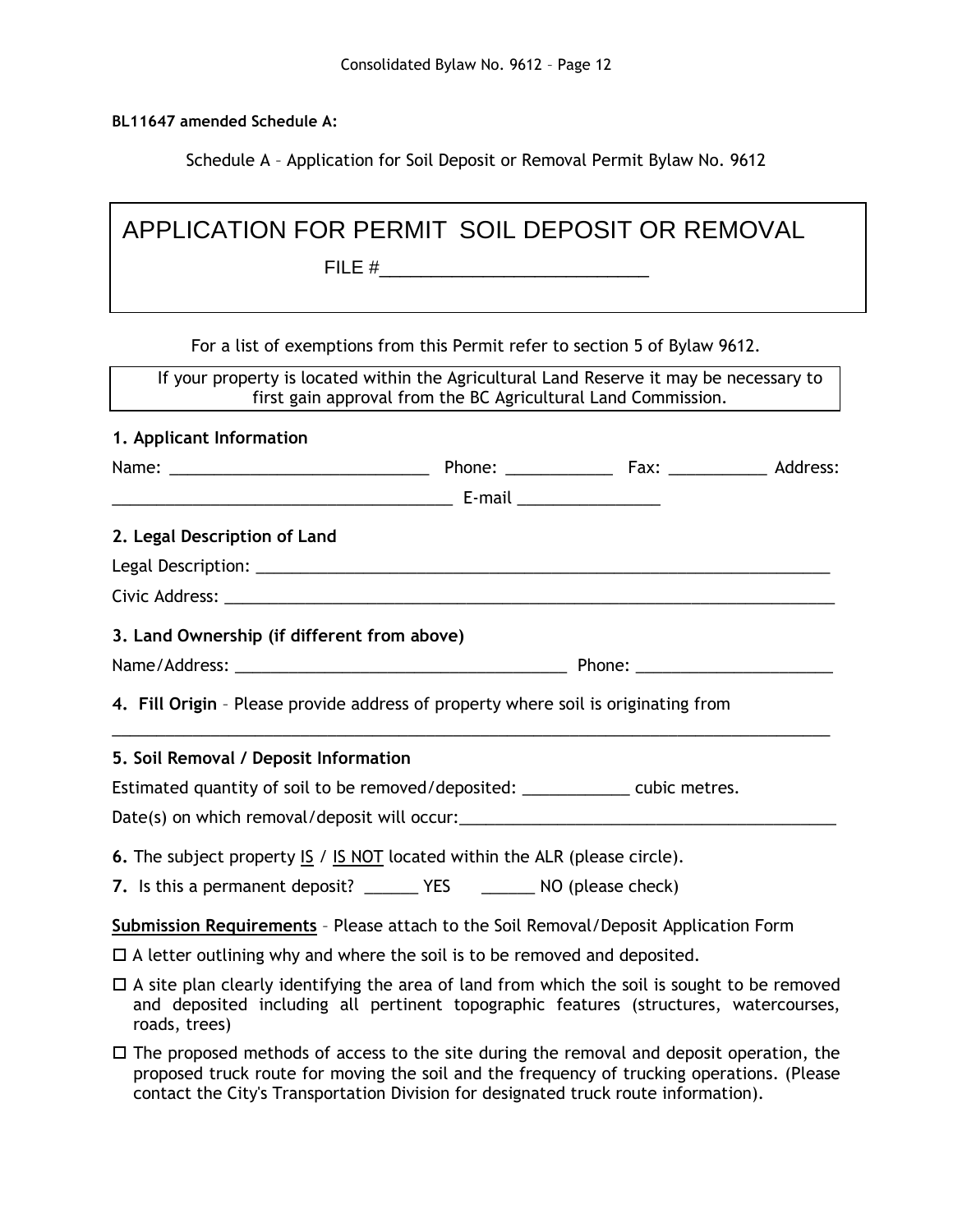**BL11647 amended Schedule A:**

Schedule A – Application for Soil Deposit or Removal Permit Bylaw No. 9612

# APPLICATION FOR PERMIT SOIL DEPOSIT OR REMOVAL

FILE #___________________________

For a list of exemptions from this Permit refer to section 5 of Bylaw 9612.

If your property is located within the Agricultural Land Reserve it may be necessary to first gain approval from the BC Agricultural Land Commission.

**1. Applicant Information**

Name: ______________________________ Phone: ____________ Fax: ___________ Address: _______________________________________ E-mail ________________

**2. Legal Description of Land**

Legal Description: ___________________________________________________________________

Civic Address: _______________________________________________________________________

**3. Land Ownership (if different from above)**

Name/Address: _____________________________________ Phone: ______________________

**4. Fill Origin** – Please provide address of property where soil is originating from

_______________________________________________________________________________

**5. Soil Removal / Deposit Information**

Estimated quantity of soil to be removed/deposited: ____________ cubic metres.

Date(s) on which removal/deposit will occur:___________________________________________

**6.** The subject property IS / IS NOT located within the ALR (please circle).

**7.** Is this a permanent deposit? ______ YES ______ NO (please check)

**Submission Requirements** – Please attach to the Soil Removal/Deposit Application Form

☐ A letter outlining why and where the soil is to be removed and deposited.

☐ A site plan clearly identifying the area of land from which the soil is sought to be removed and deposited including all pertinent topographic features (structures, watercourses, roads, trees)

☐ The proposed methods of access to the site during the removal and deposit operation, the proposed truck route for moving the soil and the frequency of trucking operations. (Please contact the City's Transportation Division for designated truck route information).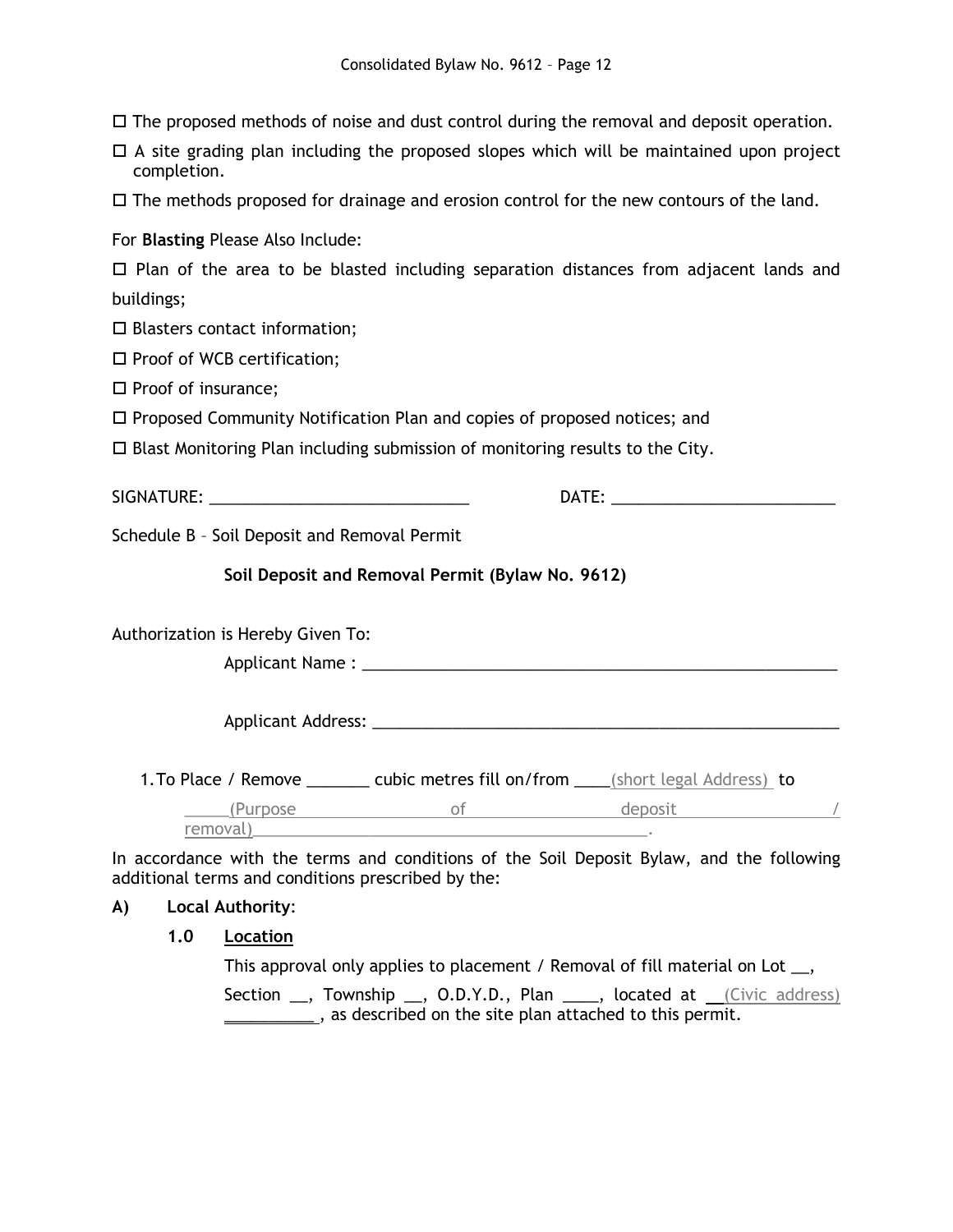- ☐ The proposed methods of noise and dust control during the removal and deposit operation.
- ☐ A site grading plan including the proposed slopes which will be maintained upon project completion.
- ☐ The methods proposed for drainage and erosion control for the new contours of the land.

For **Blasting** Please Also Include:

- ☐ Plan of the area to be blasted including separation distances from adjacent lands and buildings;
- ☐ Blasters contact information;
- ☐ Proof of WCB certification;
- ☐ Proof of insurance;
- ☐ Proposed Community Notification Plan and copies of proposed notices; and
- ☐ Blast Monitoring Plan including submission of monitoring results to the City.

SIGNATURE: ______________________________ DATE: _________________________

Schedule B – Soil Deposit and Removal Permit

**Soil Deposit and Removal Permit (Bylaw No. 9612)**

Authorization is Hereby Given To:

Applicant Name : _______________________________________________________

Applicant Address: _____________________________________________________

1. To Place / Remove _______ cubic metres fill on/from ____(short legal Address) to _____(Purpose of deposit / removal)_____________________________________________.

In accordance with the terms and conditions of the Soil Deposit Bylaw, and the following additional terms and conditions prescribed by the:

**A) Local Authority**:

**1.0 Location**

This approval only applies to placement / Removal of fill material on Lot __, Section __, Township __, O.D.Y.D., Plan ____, located at __(Civic address)__________, as described on the site plan attached to this permit.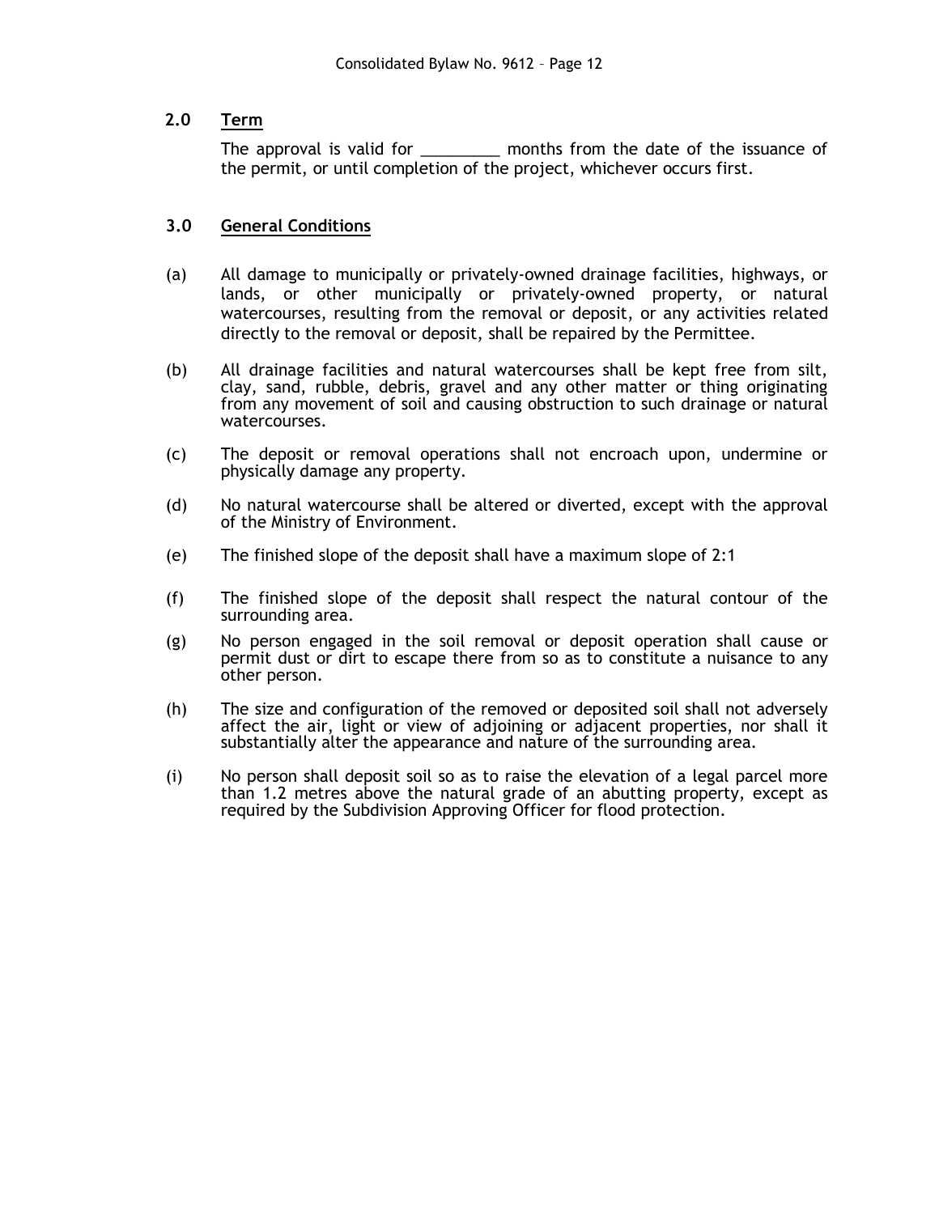## 2.0 Term

The approval is valid for _________ months from the date of the issuance of the permit, or until completion of the project, whichever occurs first.

## 3.0 General Conditions

(a) All damage to municipally or privately-owned drainage facilities, highways, or lands, or other municipally or privately-owned property, or natural watercourses, resulting from the removal or deposit, or any activities related directly to the removal or deposit, shall be repaired by the Permittee.

(b) All drainage facilities and natural watercourses shall be kept free from silt, clay, sand, rubble, debris, gravel and any other matter or thing originating from any movement of soil and causing obstruction to such drainage or natural watercourses.

(c) The deposit or removal operations shall not encroach upon, undermine or physically damage any property.

(d) No natural watercourse shall be altered or diverted, except with the approval of the Ministry of Environment.

(e) The finished slope of the deposit shall have a maximum slope of 2:1

(f) The finished slope of the deposit shall respect the natural contour of the surrounding area.

(g) No person engaged in the soil removal or deposit operation shall cause or permit dust or dirt to escape there from so as to constitute a nuisance to any other person.

(h) The size and configuration of the removed or deposited soil shall not adversely affect the air, light or view of adjoining or adjacent properties, nor shall it substantially alter the appearance and nature of the surrounding area.

(i) No person shall deposit soil so as to raise the elevation of a legal parcel more than 1.2 metres above the natural grade of an abutting property, except as required by the Subdivision Approving Officer for flood protection.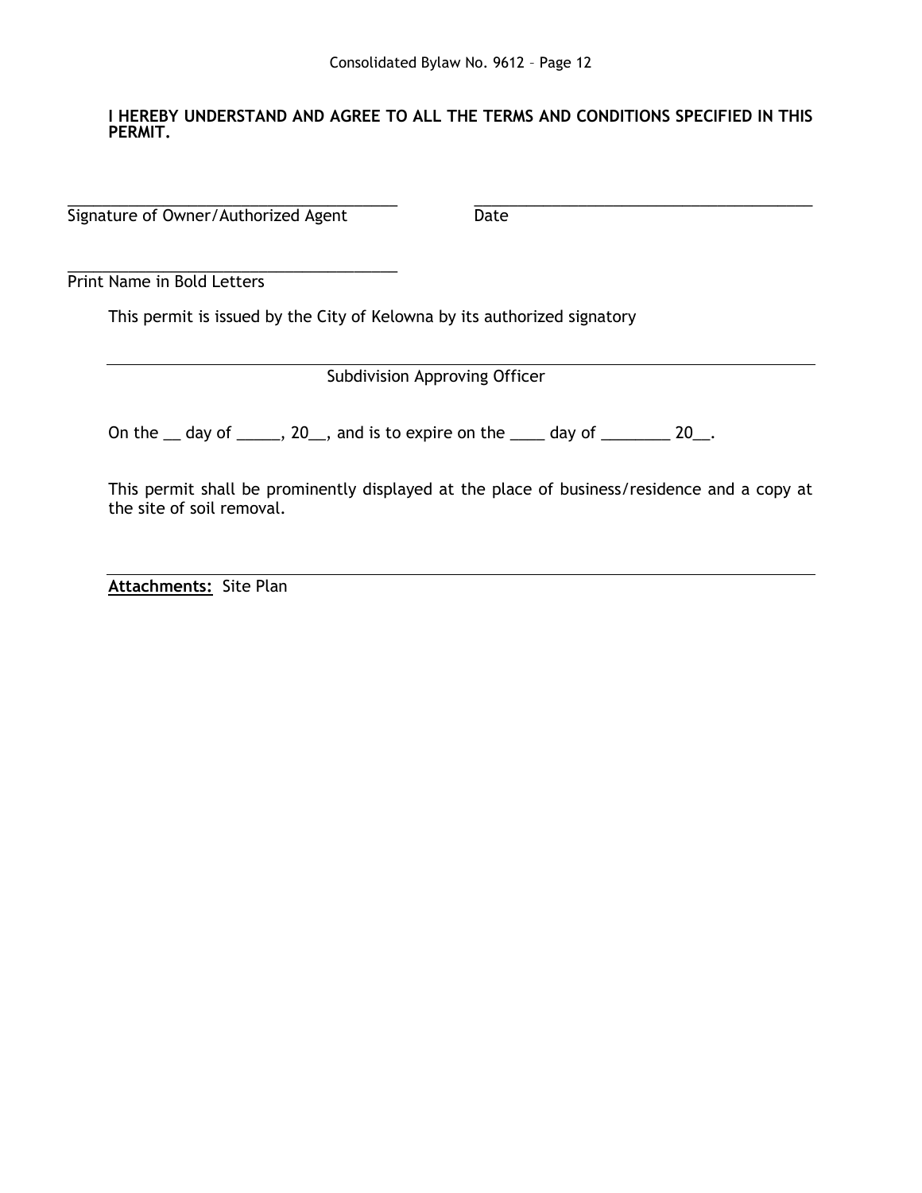**I HEREBY UNDERSTAND AND AGREE TO ALL THE TERMS AND CONDITIONS SPECIFIED IN THIS PERMIT.**

_________________________________________ _________________________________________

Signature of Owner/Authorized Agent Date

_________________________________________

Print Name in Bold Letters

This permit is issued by the City of Kelowna by its authorized signatory

_________________________________________

Subdivision Approving Officer

On the __ day of _____, 20__, and is to expire on the ____ day of ________ 20__.

This permit shall be prominently displayed at the place of business/residence and a copy at the site of soil removal.

**Attachments:** Site Plan